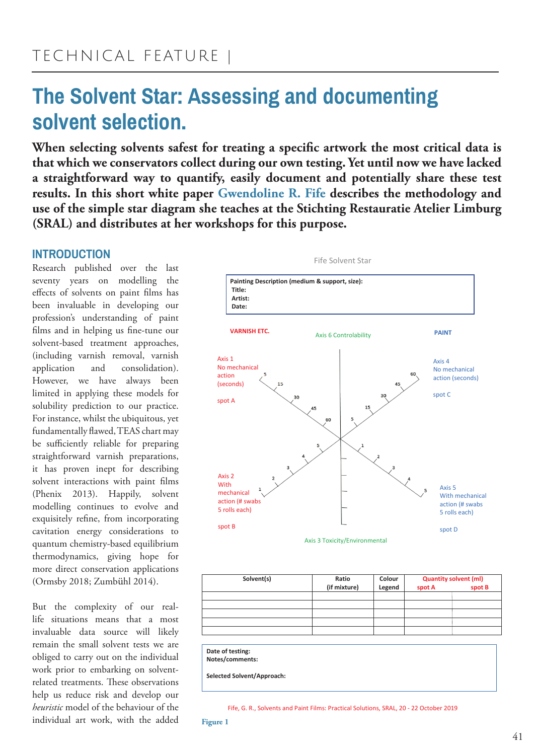TECHNICAL FEATURE |

# The Solvent Star: Assessing and documenting solvent selection.

**When selecting solvents safest for treating a specific artwork the most critical data is that which we conservators collect during our own testing. Yet until now we have lacked a straightforward way to quantify, easily document and potentially share these test results. In this short white paper Gwendoline R. Fife describes the methodology and use of the simple star diagram she teaches at the Stichting Restauratie Atelier Limburg (SRAL) and distributes at her workshops for this purpose.**

## INTRODUCTION

Research published over the last seventy years on modelling the effects of solvents on paint films has been invaluable in developing our profession's understanding of paint films and in helping us fine-tune our solvent-based treatment approaches, (including varnish removal, varnish application and consolidation). However, we have always been limited in applying these models for solubility prediction to our practice. For instance, whilst the ubiquitous, yet fundamentally flawed, TEAS chart may be sufficiently reliable for preparing straightforward varnish preparations, it has proven inept for describing solvent interactions with paint films (Phenix 2013). Happily, solvent modelling continues to evolve and exquisitely refine, from incorporating cavitation energy considerations to quantum chemistry-based equilibrium thermodynamics, giving hope for more direct conservation applications (Ormsby 2018; Zumbühl 2014).

But the complexity of our real-life situations means that a most invaluable data source will likely remain the small solvent tests we are obliged to carry out on the individual work prior to embarking on solvent-related treatments. These observations help us reduce risk and develop our *heuristic* model of the behaviour of the individual art work, with the added

Fife Solvent Star

**Painting Description (medium & support, size):**
**Title:**
**Artist:**
**Date:**

VARNISH ETC. — Axis 6 Controlability — PAINT

Axis 1: No mechanical action (seconds) — 5, 15, 30, 45, 60 — spot A

Axis 4: No mechanical action (seconds) — 5, 15, 30, 45, 60 — spot C

Axis 2: With mechanical action (# swabs 5 rolls each) — 1, 2, 3, 4, 5 — spot B

Axis 5: With mechanical action (# swabs 5 rolls each) — 1, 2, 3, 4, 5 — spot D

Axis 3 Toxicity/Environmental

| Solvent(s) | Ratio (if mixture) | Colour Legend | Quantity solvent (ml) spot A | spot B |
|---|---|---|---|---|
| | | | | |
| | | | | |
| | | | | |
| | | | | |
| | | | | |

**Date of testing:**
**Notes/comments:**

**Selected Solvent/Approach:**

Fife, G. R., Solvents and Paint Films: Practical Solutions, SRAL, 20 - 22 October 2019

**Figure 1**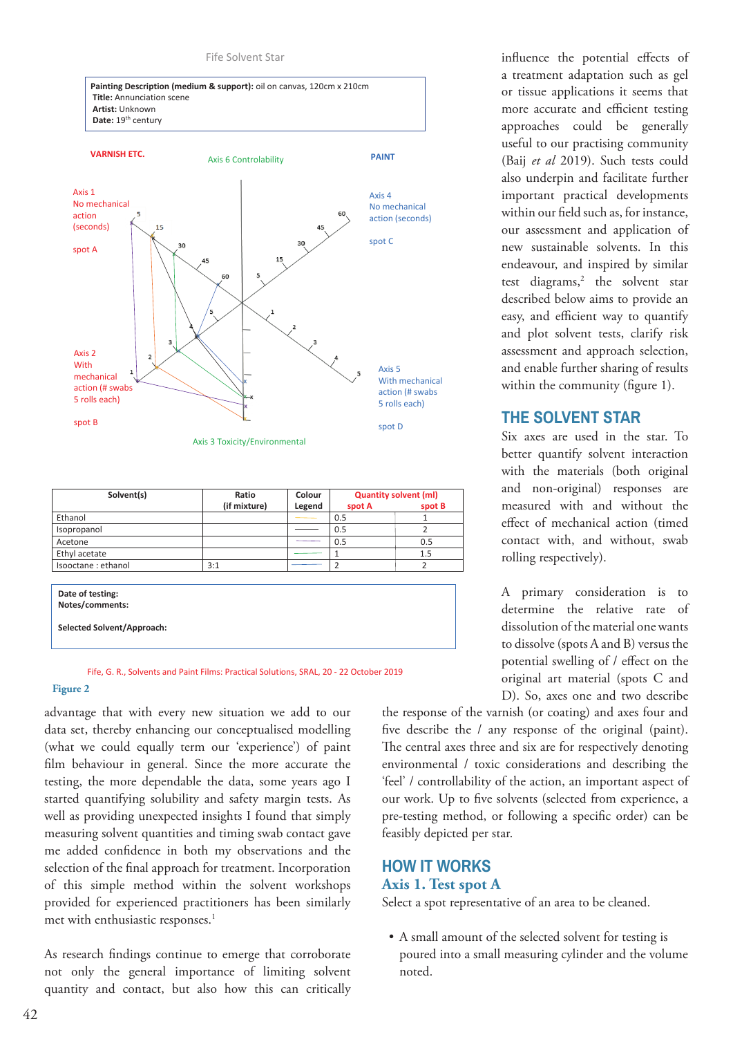Fife Solvent Star

**Painting Description (medium & support):** oil on canvas, 120cm x 210cm
**Title:** Annunciation scene
**Artist:** Unknown
**Date:** 19th century

VARNISH ETC. — Axis 6 Controlability — PAINT

Axis 1 No mechanical action (seconds) — spot A

Axis 2 With mechanical action (# swabs 5 rolls each) — spot B

Axis 3 Toxicity/Environmental

Axis 4 No mechanical action (seconds) — spot C

Axis 5 With mechanical action (# swabs 5 rolls each) — spot D

| Solvent(s) | Ratio (if mixture) | Colour Legend | Quantity solvent (ml) spot A | spot B |
|---|---|---|---|---|
| Ethanol | | | 0.5 | 1 |
| Isopropanol | | | 0.5 | 2 |
| Acetone | | | 0.5 | 0.5 |
| Ethyl acetate | | | 1 | 1.5 |
| Isooctane : ethanol | 3:1 | | 2 | 2 |

**Date of testing:**
**Notes/comments:**

**Selected Solvent/Approach:**

Fife, G. R., Solvents and Paint Films: Practical Solutions, SRAL, 20 - 22 October 2019

**Figure 2**

advantage that with every new situation we add to our data set, thereby enhancing our conceptualised modelling (what we could equally term our 'experience') of paint film behaviour in general. Since the more accurate the testing, the more dependable the data, some years ago I started quantifying solubility and safety margin tests. As well as providing unexpected insights I found that simply measuring solvent quantities and timing swab contact gave me added confidence in both my observations and the selection of the final approach for treatment. Incorporation of this simple method within the solvent workshops provided for experienced practitioners has been similarly met with enthusiastic responses.[1]

As research findings continue to emerge that corroborate not only the general importance of limiting solvent quantity and contact, but also how this can critically influence the potential effects of a treatment adaptation such as gel or tissue applications it seems that more accurate and efficient testing approaches could be generally useful to our practising community (Baij *et al* 2019). Such tests could also underpin and facilitate further important practical developments within our field such as, for instance, our assessment and application of new sustainable solvents. In this endeavour, and inspired by similar test diagrams,[2] the solvent star described below aims to provide an easy, and efficient way to quantify and plot solvent tests, clarify risk assessment and approach selection, and enable further sharing of results within the community (figure 1).

## THE SOLVENT STAR

Six axes are used in the star. To better quantify solvent interaction with the materials (both original and non-original) responses are measured with and without the effect of mechanical action (timed contact with, and without, swab rolling respectively).

A primary consideration is to determine the relative rate of dissolution of the material one wants to dissolve (spots A and B) versus the potential swelling of / effect on the original art material (spots C and D). So, axes one and two describe the response of the varnish (or coating) and axes four and five describe the / any response of the original (paint). The central axes three and six are for respectively denoting environmental / toxic considerations and describing the 'feel' / controllability of the action, an important aspect of our work. Up to five solvents (selected from experience, a pre-testing method, or following a specific order) can be feasibly depicted per star.

## HOW IT WORKS

### Axis 1. Test spot A

Select a spot representative of an area to be cleaned.

- A small amount of the selected solvent for testing is poured into a small measuring cylinder and the volume noted.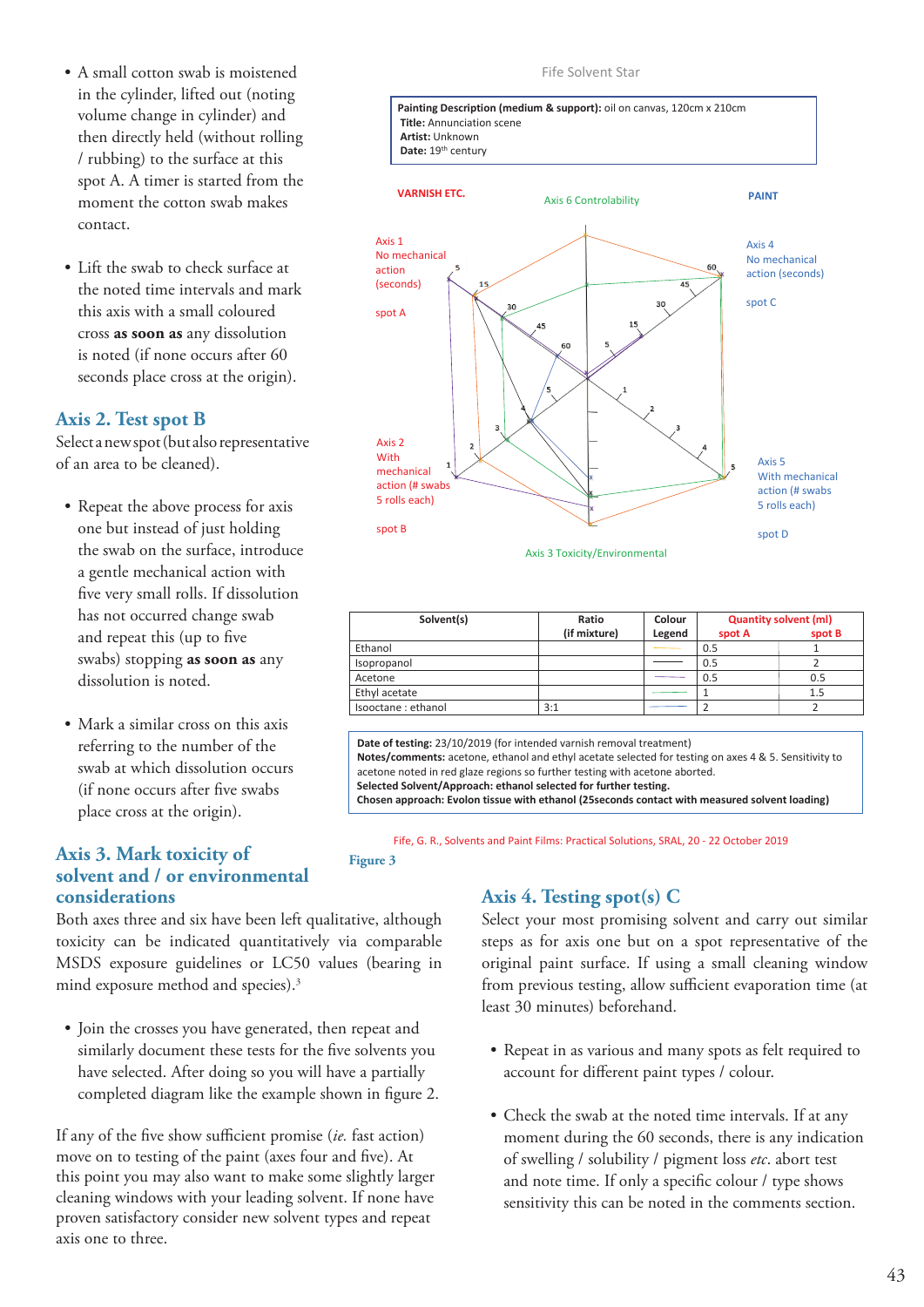- A small cotton swab is moistened in the cylinder, lifted out (noting volume change in cylinder) and then directly held (without rolling / rubbing) to the surface at this spot A. A timer is started from the moment the cotton swab makes contact.

- Lift the swab to check surface at the noted time intervals and mark this axis with a small coloured cross **as soon as** any dissolution is noted (if none occurs after 60 seconds place cross at the origin).

## Axis 2. Test spot B

Select a new spot (but also representative of an area to be cleaned).

- Repeat the above process for axis one but instead of just holding the swab on the surface, introduce a gentle mechanical action with five very small rolls. If dissolution has not occurred change swab and repeat this (up to five swabs) stopping **as soon as** any dissolution is noted.

- Mark a similar cross on this axis referring to the number of the swab at which dissolution occurs (if none occurs after five swabs place cross at the origin).

## Axis 3. Mark toxicity of solvent and / or environmental considerations

Both axes three and six have been left qualitative, although toxicity can be indicated quantitatively via comparable MSDS exposure guidelines or LC50 values (bearing in mind exposure method and species).[3]

- Join the crosses you have generated, then repeat and similarly document these tests for the five solvents you have selected. After doing so you will have a partially completed diagram like the example shown in figure 2.

If any of the five show sufficient promise (*ie.* fast action) move on to testing of the paint (axes four and five). At this point you may also want to make some slightly larger cleaning windows with your leading solvent. If none have proven satisfactory consider new solvent types and repeat axis one to three.

Fife Solvent Star

**Painting Description (medium & support):** oil on canvas, 120cm x 210cm
**Title:** Annunciation scene
**Artist:** Unknown
**Date:** 19th century

| Solvent(s) | Ratio (if mixture) | Colour Legend | Quantity solvent (ml) spot A | spot B |
|---|---|---|---|---|
| Ethanol | | | 0.5 | 1 |
| Isopropanol | | | 0.5 | 2 |
| Acetone | | | 0.5 | 0.5 |
| Ethyl acetate | | | 1 | 1.5 |
| Isooctane : ethanol | 3:1 | | 2 | 2 |

**Date of testing:** 23/10/2019 (for intended varnish removal treatment)
**Notes/comments:** acetone, ethanol and ethyl acetate selected for testing on axes 4 & 5. Sensitivity to acetone noted in red glaze regions so further testing with acetone aborted.
**Selected Solvent/Approach: ethanol selected for further testing.**
**Chosen approach: Evolon tissue with ethanol (25seconds contact with measured solvent loading)**

Fife, G. R., Solvents and Paint Films: Practical Solutions, SRAL, 20 - 22 October 2019

Figure 3

## Axis 4. Testing spot(s) C

Select your most promising solvent and carry out similar steps as for axis one but on a spot representative of the original paint surface. If using a small cleaning window from previous testing, allow sufficient evaporation time (at least 30 minutes) beforehand.

- Repeat in as various and many spots as felt required to account for different paint types / colour.

- Check the swab at the noted time intervals. If at any moment during the 60 seconds, there is any indication of swelling / solubility / pigment loss *etc*. abort test and note time. If only a specific colour / type shows sensitivity this can be noted in the comments section.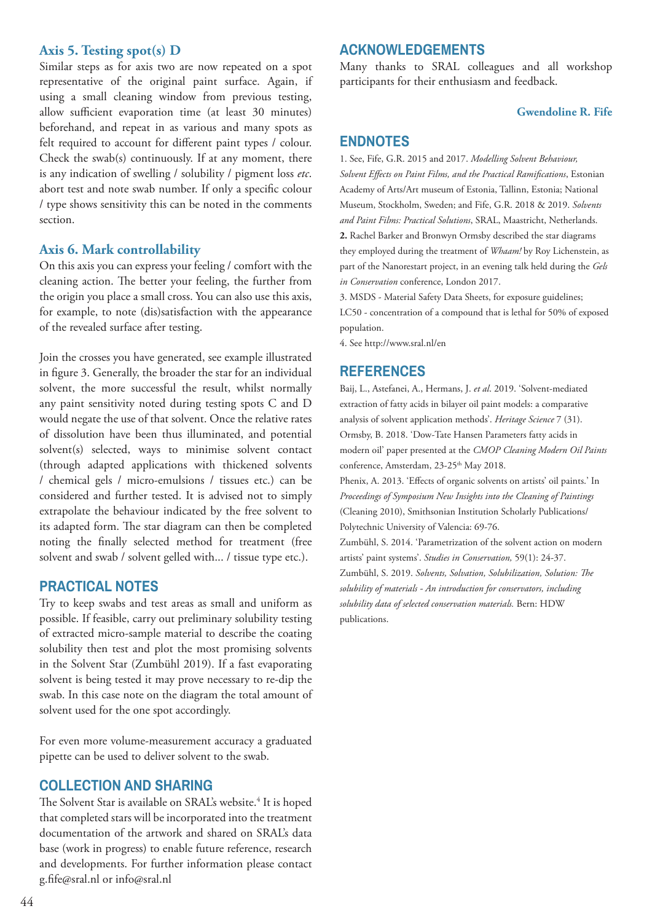### Axis 5. Testing spot(s) D

Similar steps as for axis two are now repeated on a spot representative of the original paint surface. Again, if using a small cleaning window from previous testing, allow sufficient evaporation time (at least 30 minutes) beforehand, and repeat in as various and many spots as felt required to account for different paint types / colour. Check the swab(s) continuously. If at any moment, there is any indication of swelling / solubility / pigment loss *etc*. abort test and note swab number. If only a specific colour / type shows sensitivity this can be noted in the comments section.

### Axis 6. Mark controllability

On this axis you can express your feeling / comfort with the cleaning action. The better your feeling, the further from the origin you place a small cross. You can also use this axis, for example, to note (dis)satisfaction with the appearance of the revealed surface after testing.

Join the crosses you have generated, see example illustrated in figure 3. Generally, the broader the star for an individual solvent, the more successful the result, whilst normally any paint sensitivity noted during testing spots C and D would negate the use of that solvent. Once the relative rates of dissolution have been thus illuminated, and potential solvent(s) selected, ways to minimise solvent contact (through adapted applications with thickened solvents / chemical gels / micro-emulsions / tissues etc.) can be considered and further tested. It is advised not to simply extrapolate the behaviour indicated by the free solvent to its adapted form. The star diagram can then be completed noting the finally selected method for treatment (free solvent and swab / solvent gelled with... / tissue type etc.).

## PRACTICAL NOTES

Try to keep swabs and test areas as small and uniform as possible. If feasible, carry out preliminary solubility testing of extracted micro-sample material to describe the coating solubility then test and plot the most promising solvents in the Solvent Star (Zumbühl 2019). If a fast evaporating solvent is being tested it may prove necessary to re-dip the swab. In this case note on the diagram the total amount of solvent used for the one spot accordingly.

For even more volume-measurement accuracy a graduated pipette can be used to deliver solvent to the swab.

## COLLECTION AND SHARING

The Solvent Star is available on SRAL's website.[4] It is hoped that completed stars will be incorporated into the treatment documentation of the artwork and shared on SRAL's data base (work in progress) to enable future reference, research and developments. For further information please contact g.fife@sral.nl or info@sral.nl

## ACKNOWLEDGEMENTS

Many thanks to SRAL colleagues and all workshop participants for their enthusiasm and feedback.

**Gwendoline R. Fife**

## ENDNOTES

1. See, Fife, G.R. 2015 and 2017. *Modelling Solvent Behaviour, Solvent Effects on Paint Films, and the Practical Ramifications*, Estonian Academy of Arts/Art museum of Estonia, Tallinn, Estonia; National Museum, Stockholm, Sweden; and Fife, G.R. 2018 & 2019. *Solvents and Paint Films: Practical Solutions*, SRAL, Maastricht, Netherlands.
2. Rachel Barker and Bronwyn Ormsby described the star diagrams they employed during the treatment of *Whaam!* by Roy Lichenstein, as part of the Nanorestart project, in an evening talk held during the *Gels in Conservation* conference, London 2017.
3. MSDS - Material Safety Data Sheets, for exposure guidelines; LC50 - concentration of a compound that is lethal for 50% of exposed population.
4. See http://www.sral.nl/en

## REFERENCES

Baij, L., Astefanei, A., Hermans, J. *et al*. 2019. 'Solvent-mediated extraction of fatty acids in bilayer oil paint models: a comparative analysis of solvent application methods'. *Heritage Science* 7 (31).

Ormsby, B. 2018. 'Dow-Tate Hansen Parameters fatty acids in modern oil' paper presented at the *CMOP Cleaning Modern Oil Paints* conference, Amsterdam, 23-25th May 2018.

Phenix, A. 2013. 'Effects of organic solvents on artists' oil paints.' In *Proceedings of Symposium New Insights into the Cleaning of Paintings* (Cleaning 2010), Smithsonian Institution Scholarly Publications/ Polytechnic University of Valencia: 69-76.

Zumbühl, S. 2014. 'Parametrization of the solvent action on modern artists' paint systems'. *Studies in Conservation,* 59(1): 24-37.

Zumbühl, S. 2019. *Solvents, Solvation, Solubilization, Solution: The solubility of materials - An introduction for conservators, including solubility data of selected conservation materials.* Bern: HDW publications.